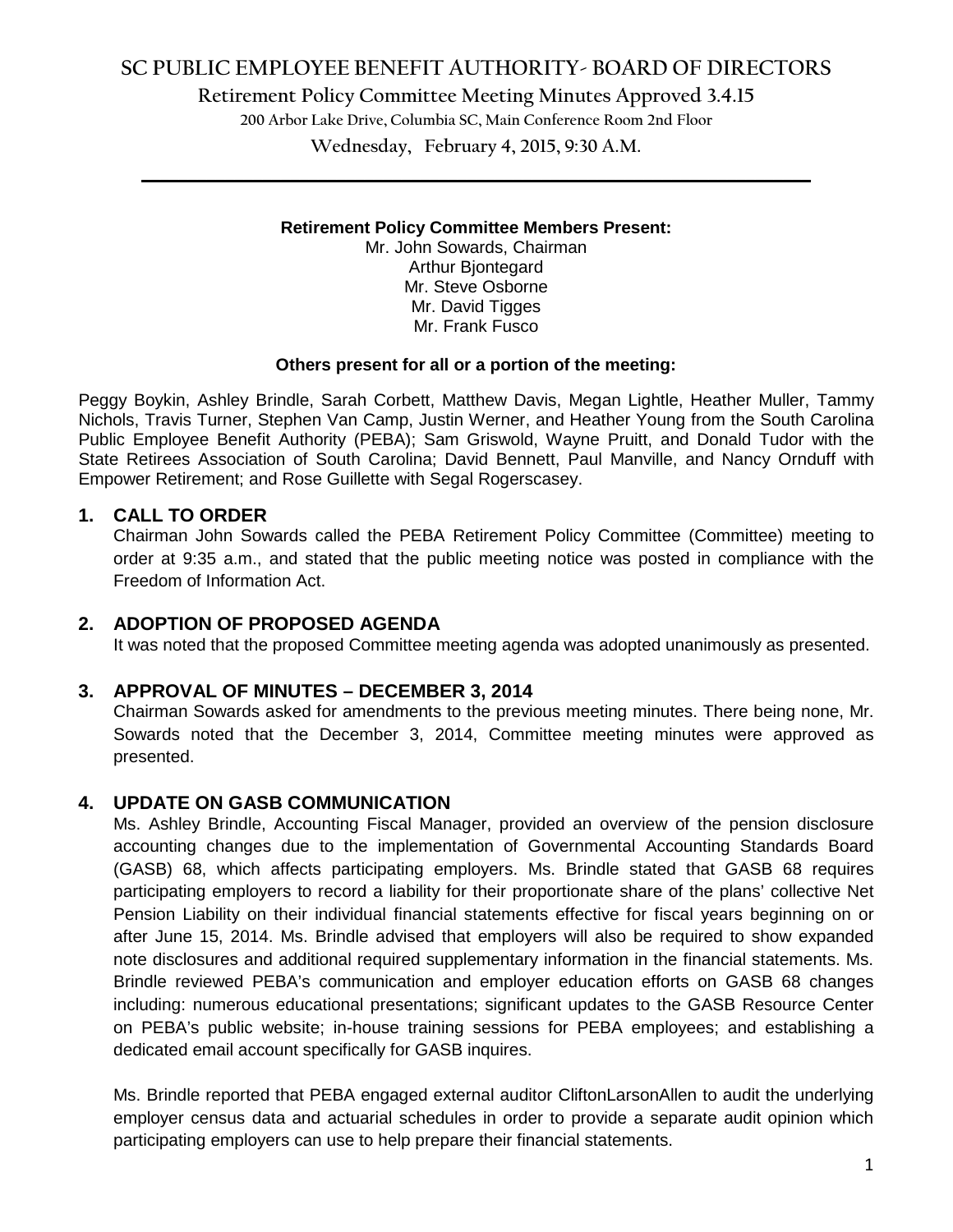# SC PUBLIC EMPLOYEE BENEFIT AUTHORITY- BOARD OF DIRECTORS

## Retirement Policy Committee Meeting Minutes Approved 3.4.15

200 Arbor Lake Drive, Columbia SC, Main Conference Room 2nd Floor

Wednesday, February 4, 2015, 9:30 A.M.

**Retirement Policy Committee Members Present:**

Mr. John Sowards, Chairman
Arthur Bjontegard
Mr. Steve Osborne
Mr. David Tigges
Mr. Frank Fusco

**Others present for all or a portion of the meeting:**

Peggy Boykin, Ashley Brindle, Sarah Corbett, Matthew Davis, Megan Lightle, Heather Muller, Tammy Nichols, Travis Turner, Stephen Van Camp, Justin Werner, and Heather Young from the South Carolina Public Employee Benefit Authority (PEBA); Sam Griswold, Wayne Pruitt, and Donald Tudor with the State Retirees Association of South Carolina; David Bennett, Paul Manville, and Nancy Ornduff with Empower Retirement; and Rose Guillette with Segal Rogerscasey.

### 1. CALL TO ORDER

Chairman John Sowards called the PEBA Retirement Policy Committee (Committee) meeting to order at 9:35 a.m., and stated that the public meeting notice was posted in compliance with the Freedom of Information Act.

### 2. ADOPTION OF PROPOSED AGENDA

It was noted that the proposed Committee meeting agenda was adopted unanimously as presented.

### 3. APPROVAL OF MINUTES – DECEMBER 3, 2014

Chairman Sowards asked for amendments to the previous meeting minutes. There being none, Mr. Sowards noted that the December 3, 2014, Committee meeting minutes were approved as presented.

### 4. UPDATE ON GASB COMMUNICATION

Ms. Ashley Brindle, Accounting Fiscal Manager, provided an overview of the pension disclosure accounting changes due to the implementation of Governmental Accounting Standards Board (GASB) 68, which affects participating employers. Ms. Brindle stated that GASB 68 requires participating employers to record a liability for their proportionate share of the plans' collective Net Pension Liability on their individual financial statements effective for fiscal years beginning on or after June 15, 2014. Ms. Brindle advised that employers will also be required to show expanded note disclosures and additional required supplementary information in the financial statements. Ms. Brindle reviewed PEBA's communication and employer education efforts on GASB 68 changes including: numerous educational presentations; significant updates to the GASB Resource Center on PEBA's public website; in-house training sessions for PEBA employees; and establishing a dedicated email account specifically for GASB inquires.

Ms. Brindle reported that PEBA engaged external auditor CliftonLarsonAllen to audit the underlying employer census data and actuarial schedules in order to provide a separate audit opinion which participating employers can use to help prepare their financial statements.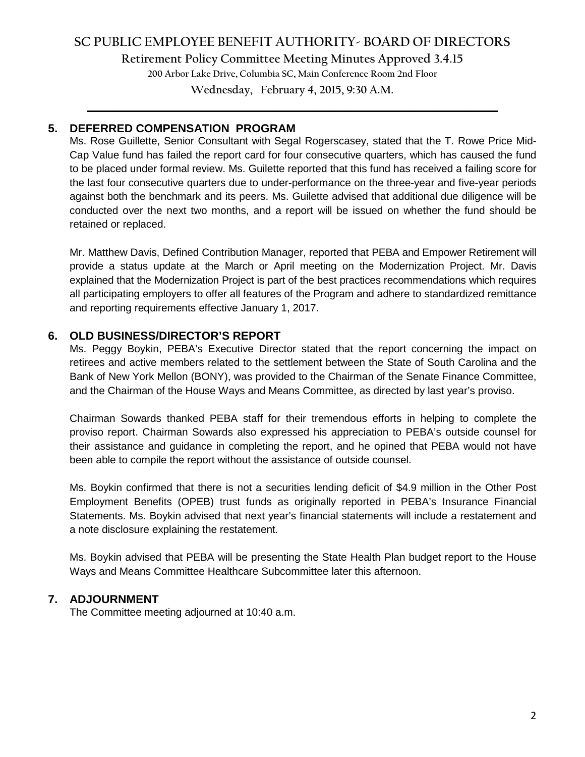# SC PUBLIC EMPLOYEE BENEFIT AUTHORITY- BOARD OF DIRECTORS

**Retirement Policy Committee Meeting Minutes Approved 3.4.15**

200 Arbor Lake Drive, Columbia SC, Main Conference Room 2nd Floor

Wednesday, February 4, 2015, 9:30 A.M.

## 5. DEFERRED COMPENSATION PROGRAM

Ms. Rose Guillette, Senior Consultant with Segal Rogerscasey, stated that the T. Rowe Price Mid-Cap Value fund has failed the report card for four consecutive quarters, which has caused the fund to be placed under formal review. Ms. Guilette reported that this fund has received a failing score for the last four consecutive quarters due to under-performance on the three-year and five-year periods against both the benchmark and its peers. Ms. Guilette advised that additional due diligence will be conducted over the next two months, and a report will be issued on whether the fund should be retained or replaced.

Mr. Matthew Davis, Defined Contribution Manager, reported that PEBA and Empower Retirement will provide a status update at the March or April meeting on the Modernization Project. Mr. Davis explained that the Modernization Project is part of the best practices recommendations which requires all participating employers to offer all features of the Program and adhere to standardized remittance and reporting requirements effective January 1, 2017.

## 6. OLD BUSINESS/DIRECTOR'S REPORT

Ms. Peggy Boykin, PEBA's Executive Director stated that the report concerning the impact on retirees and active members related to the settlement between the State of South Carolina and the Bank of New York Mellon (BONY), was provided to the Chairman of the Senate Finance Committee, and the Chairman of the House Ways and Means Committee, as directed by last year's proviso.

Chairman Sowards thanked PEBA staff for their tremendous efforts in helping to complete the proviso report. Chairman Sowards also expressed his appreciation to PEBA's outside counsel for their assistance and guidance in completing the report, and he opined that PEBA would not have been able to compile the report without the assistance of outside counsel.

Ms. Boykin confirmed that there is not a securities lending deficit of $4.9 million in the Other Post Employment Benefits (OPEB) trust funds as originally reported in PEBA's Insurance Financial Statements. Ms. Boykin advised that next year's financial statements will include a restatement and a note disclosure explaining the restatement.

Ms. Boykin advised that PEBA will be presenting the State Health Plan budget report to the House Ways and Means Committee Healthcare Subcommittee later this afternoon.

## 7. ADJOURNMENT

The Committee meeting adjourned at 10:40 a.m.